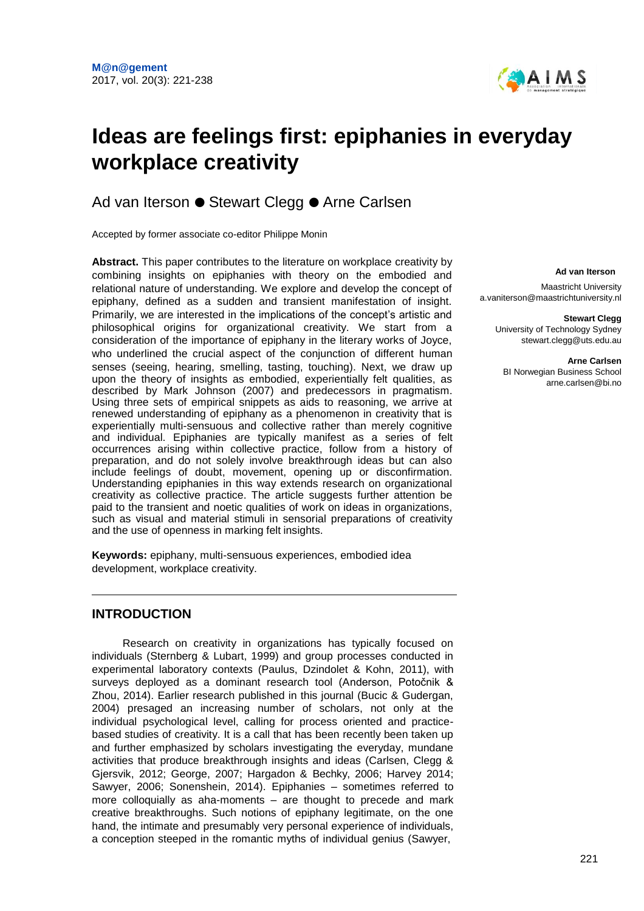# Ideas are feelings first: epiphanies in everyday workplace creativity

Ad van Iterson ● Stewart Clegg ● Arne Carlsen

Accepted by former associate co-editor Philippe Monin

**Ad van Iterson**
Maastricht University
a.vaniterson@maastrichtuniversity.nl

**Stewart Clegg**
University of Technology Sydney
stewart.clegg@uts.edu.au

**Arne Carlsen**
BI Norwegian Business School
arne.carlsen@bi.no

**Abstract.** This paper contributes to the literature on workplace creativity by combining insights on epiphanies with theory on the embodied and relational nature of understanding. We explore and develop the concept of epiphany, defined as a sudden and transient manifestation of insight. Primarily, we are interested in the implications of the concept's artistic and philosophical origins for organizational creativity. We start from a consideration of the importance of epiphany in the literary works of Joyce, who underlined the crucial aspect of the conjunction of different human senses (seeing, hearing, smelling, tasting, touching). Next, we draw up upon the theory of insights as embodied, experientially felt qualities, as described by Mark Johnson (2007) and predecessors in pragmatism. Using three sets of empirical snippets as aids to reasoning, we arrive at renewed understanding of epiphany as a phenomenon in creativity that is experientially multi-sensuous and collective rather than merely cognitive and individual. Epiphanies are typically manifest as a series of felt occurrences arising within collective practice, follow from a history of preparation, and do not solely involve breakthrough ideas but can also include feelings of doubt, movement, opening up or disconfirmation. Understanding epiphanies in this way extends research on organizational creativity as collective practice. The article suggests further attention be paid to the transient and noetic qualities of work on ideas in organizations, such as visual and material stimuli in sensorial preparations of creativity and the use of openness in marking felt insights.

**Keywords:** epiphany, multi-sensuous experiences, embodied idea development, workplace creativity.

## INTRODUCTION

Research on creativity in organizations has typically focused on individuals (Sternberg & Lubart, 1999) and group processes conducted in experimental laboratory contexts (Paulus, Dzindolet & Kohn, 2011), with surveys deployed as a dominant research tool (Anderson, Potočnik & Zhou, 2014). Earlier research published in this journal (Bucic & Gudergan, 2004) presaged an increasing number of scholars, not only at the individual psychological level, calling for process oriented and practice-based studies of creativity. It is a call that has been recently been taken up and further emphasized by scholars investigating the everyday, mundane activities that produce breakthrough insights and ideas (Carlsen, Clegg & Gjersvik, 2012; George, 2007; Hargadon & Bechky, 2006; Harvey 2014; Sawyer, 2006; Sonenshein, 2014). Epiphanies – sometimes referred to more colloquially as aha-moments – are thought to precede and mark creative breakthroughs. Such notions of epiphany legitimate, on the one hand, the intimate and presumably very personal experience of individuals, a conception steeped in the romantic myths of individual genius (Sawyer,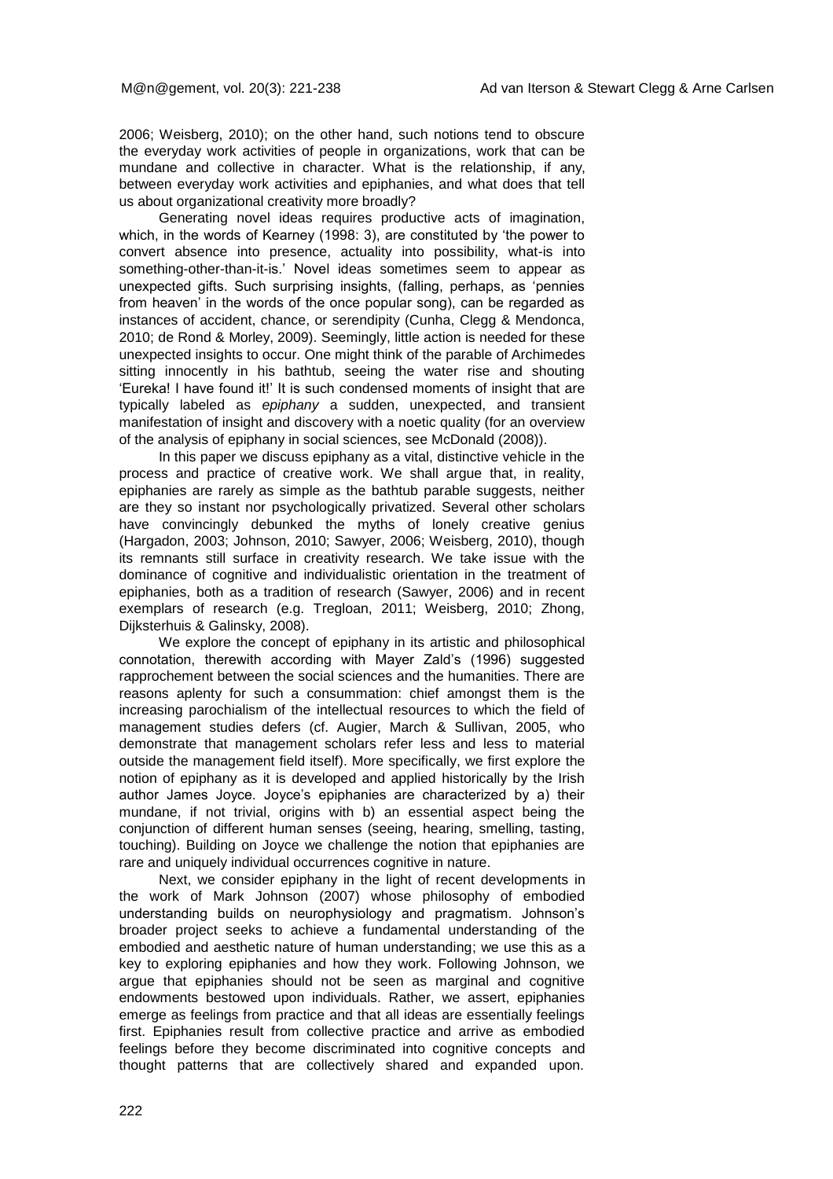2006; Weisberg, 2010); on the other hand, such notions tend to obscure the everyday work activities of people in organizations, work that can be mundane and collective in character. What is the relationship, if any, between everyday work activities and epiphanies, and what does that tell us about organizational creativity more broadly?

Generating novel ideas requires productive acts of imagination, which, in the words of Kearney (1998: 3), are constituted by 'the power to convert absence into presence, actuality into possibility, what-is into something-other-than-it-is.' Novel ideas sometimes seem to appear as unexpected gifts. Such surprising insights, (falling, perhaps, as 'pennies from heaven' in the words of the once popular song), can be regarded as instances of accident, chance, or serendipity (Cunha, Clegg & Mendonca, 2010; de Rond & Morley, 2009). Seemingly, little action is needed for these unexpected insights to occur. One might think of the parable of Archimedes sitting innocently in his bathtub, seeing the water rise and shouting 'Eureka! I have found it!' It is such condensed moments of insight that are typically labeled as *epiphany* a sudden, unexpected, and transient manifestation of insight and discovery with a noetic quality (for an overview of the analysis of epiphany in social sciences, see McDonald (2008)).

In this paper we discuss epiphany as a vital, distinctive vehicle in the process and practice of creative work. We shall argue that, in reality, epiphanies are rarely as simple as the bathtub parable suggests, neither are they so instant nor psychologically privatized. Several other scholars have convincingly debunked the myths of lonely creative genius (Hargadon, 2003; Johnson, 2010; Sawyer, 2006; Weisberg, 2010), though its remnants still surface in creativity research. We take issue with the dominance of cognitive and individualistic orientation in the treatment of epiphanies, both as a tradition of research (Sawyer, 2006) and in recent exemplars of research (e.g. Tregloan, 2011; Weisberg, 2010; Zhong, Dijksterhuis & Galinsky, 2008).

We explore the concept of epiphany in its artistic and philosophical connotation, therewith according with Mayer Zald's (1996) suggested rapprochement between the social sciences and the humanities. There are reasons aplenty for such a consummation: chief amongst them is the increasing parochialism of the intellectual resources to which the field of management studies defers (cf. Augier, March & Sullivan, 2005, who demonstrate that management scholars refer less and less to material outside the management field itself). More specifically, we first explore the notion of epiphany as it is developed and applied historically by the Irish author James Joyce. Joyce's epiphanies are characterized by a) their mundane, if not trivial, origins with b) an essential aspect being the conjunction of different human senses (seeing, hearing, smelling, tasting, touching). Building on Joyce we challenge the notion that epiphanies are rare and uniquely individual occurrences cognitive in nature.

Next, we consider epiphany in the light of recent developments in the work of Mark Johnson (2007) whose philosophy of embodied understanding builds on neurophysiology and pragmatism. Johnson's broader project seeks to achieve a fundamental understanding of the embodied and aesthetic nature of human understanding; we use this as a key to exploring epiphanies and how they work. Following Johnson, we argue that epiphanies should not be seen as marginal and cognitive endowments bestowed upon individuals. Rather, we assert, epiphanies emerge as feelings from practice and that all ideas are essentially feelings first. Epiphanies result from collective practice and arrive as embodied feelings before they become discriminated into cognitive concepts and thought patterns that are collectively shared and expanded upon.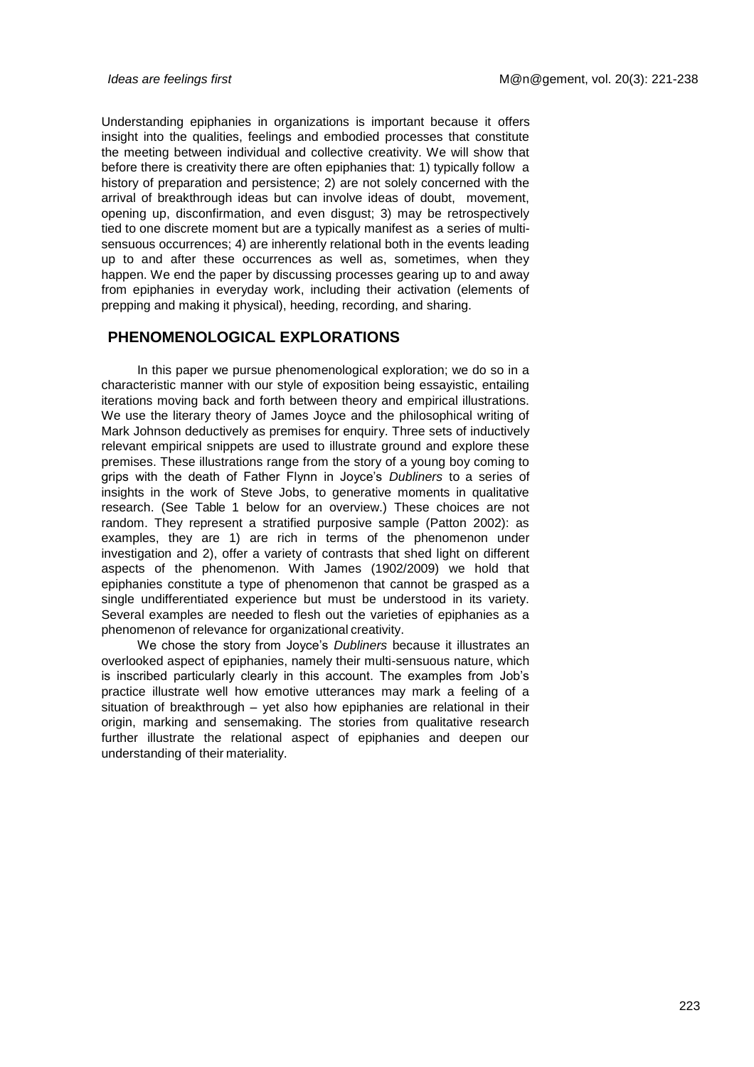Understanding epiphanies in organizations is important because it offers insight into the qualities, feelings and embodied processes that constitute the meeting between individual and collective creativity. We will show that before there is creativity there are often epiphanies that: 1) typically follow a history of preparation and persistence; 2) are not solely concerned with the arrival of breakthrough ideas but can involve ideas of doubt, movement, opening up, disconfirmation, and even disgust; 3) may be retrospectively tied to one discrete moment but are a typically manifest as a series of multi-sensuous occurrences; 4) are inherently relational both in the events leading up to and after these occurrences as well as, sometimes, when they happen. We end the paper by discussing processes gearing up to and away from epiphanies in everyday work, including their activation (elements of prepping and making it physical), heeding, recording, and sharing.

## PHENOMENOLOGICAL EXPLORATIONS

In this paper we pursue phenomenological exploration; we do so in a characteristic manner with our style of exposition being essayistic, entailing iterations moving back and forth between theory and empirical illustrations. We use the literary theory of James Joyce and the philosophical writing of Mark Johnson deductively as premises for enquiry. Three sets of inductively relevant empirical snippets are used to illustrate ground and explore these premises. These illustrations range from the story of a young boy coming to grips with the death of Father Flynn in Joyce's *Dubliners* to a series of insights in the work of Steve Jobs, to generative moments in qualitative research. (See Table 1 below for an overview.) These choices are not random. They represent a stratified purposive sample (Patton 2002): as examples, they are 1) are rich in terms of the phenomenon under investigation and 2), offer a variety of contrasts that shed light on different aspects of the phenomenon. With James (1902/2009) we hold that epiphanies constitute a type of phenomenon that cannot be grasped as a single undifferentiated experience but must be understood in its variety. Several examples are needed to flesh out the varieties of epiphanies as a phenomenon of relevance for organizational creativity.

We chose the story from Joyce's *Dubliners* because it illustrates an overlooked aspect of epiphanies, namely their multi-sensuous nature, which is inscribed particularly clearly in this account. The examples from Job's practice illustrate well how emotive utterances may mark a feeling of a situation of breakthrough – yet also how epiphanies are relational in their origin, marking and sensemaking. The stories from qualitative research further illustrate the relational aspect of epiphanies and deepen our understanding of their materiality.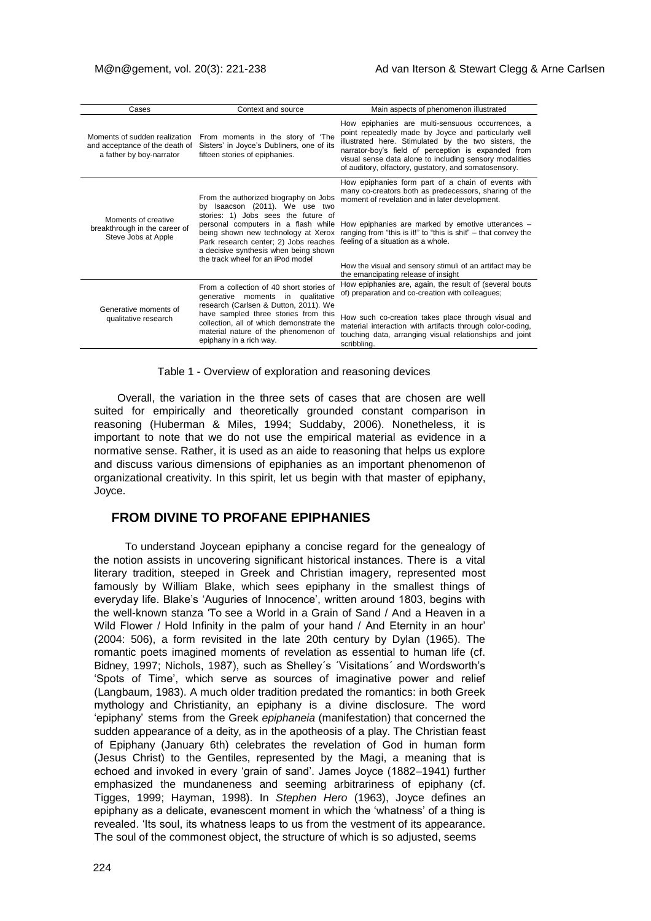| Cases | Context and source | Main aspects of phenomenon illustrated |
|---|---|---|
| Moments of sudden realization and acceptance of the death of a father by boy-narrator | From moments in the story of 'The Sisters' in Joyce's Dubliners, one of its fifteen stories of epiphanies. | How epiphanies are multi-sensuous occurrences, a point repeatedly made by Joyce and particularly well illustrated here. Stimulated by the two sisters, the narrator-boy's field of perception is expanded from visual sense data alone to including sensory modalities of auditory, olfactory, gustatory, and somatosensory. |
| Moments of creative breakthrough in the career of Steve Jobs at Apple | From the authorized biography on Jobs by Isaacson (2011). We use two stories: 1) Jobs sees the future of personal computers in a flash while being shown new technology at Xerox Park research center; 2) Jobs reaches a decisive synthesis when being shown the track wheel for an iPod model | How epiphanies form part of a chain of events with many co-creators both as predecessors, sharing of the moment of revelation and in later development.<br><br>How epiphanies are marked by emotive utterances – ranging from "this is it!" to "this is shit" – that convey the feeling of a situation as a whole.<br><br>How the visual and sensory stimuli of an artifact may be the emancipating release of insight |
| Generative moments of qualitative research | From a collection of 40 short stories of generative moments in qualitative research (Carlsen & Dutton, 2011). We have sampled three stories from this collection, all of which demonstrate the material nature of the phenomenon of epiphany in a rich way. | How epiphanies are, again, the result of (several bouts of) preparation and co-creation with colleagues;<br><br>How such co-creation takes place through visual and material interaction with artifacts through color-coding, touching data, arranging visual relationships and joint scribbling. |

Table 1 - Overview of exploration and reasoning devices

Overall, the variation in the three sets of cases that are chosen are well suited for empirically and theoretically grounded constant comparison in reasoning (Huberman & Miles, 1994; Suddaby, 2006). Nonetheless, it is important to note that we do not use the empirical material as evidence in a normative sense. Rather, it is used as an aide to reasoning that helps us explore and discuss various dimensions of epiphanies as an important phenomenon of organizational creativity. In this spirit, let us begin with that master of epiphany, Joyce.

## FROM DIVINE TO PROFANE EPIPHANIES

To understand Joycean epiphany a concise regard for the genealogy of the notion assists in uncovering significant historical instances. There is a vital literary tradition, steeped in Greek and Christian imagery, represented most famously by William Blake, which sees epiphany in the smallest things of everyday life. Blake's 'Auguries of Innocence', written around 1803, begins with the well-known stanza 'To see a World in a Grain of Sand / And a Heaven in a Wild Flower / Hold Infinity in the palm of your hand / And Eternity in an hour' (2004: 506), a form revisited in the late 20th century by Dylan (1965). The romantic poets imagined moments of revelation as essential to human life (cf. Bidney, 1997; Nichols, 1987), such as Shelley´s ´Visitations´ and Wordsworth's 'Spots of Time', which serve as sources of imaginative power and relief (Langbaum, 1983). A much older tradition predated the romantics: in both Greek mythology and Christianity, an epiphany is a divine disclosure. The word 'epiphany' stems from the Greek *epiphaneia* (manifestation) that concerned the sudden appearance of a deity, as in the apotheosis of a play. The Christian feast of Epiphany (January 6th) celebrates the revelation of God in human form (Jesus Christ) to the Gentiles, represented by the Magi, a meaning that is echoed and invoked in every 'grain of sand'. James Joyce (1882–1941) further emphasized the mundaneness and seeming arbitrariness of epiphany (cf. Tigges, 1999; Hayman, 1998). In *Stephen Hero* (1963), Joyce defines an epiphany as a delicate, evanescent moment in which the 'whatness' of a thing is revealed. 'Its soul, its whatness leaps to us from the vestment of its appearance. The soul of the commonest object, the structure of which is so adjusted, seems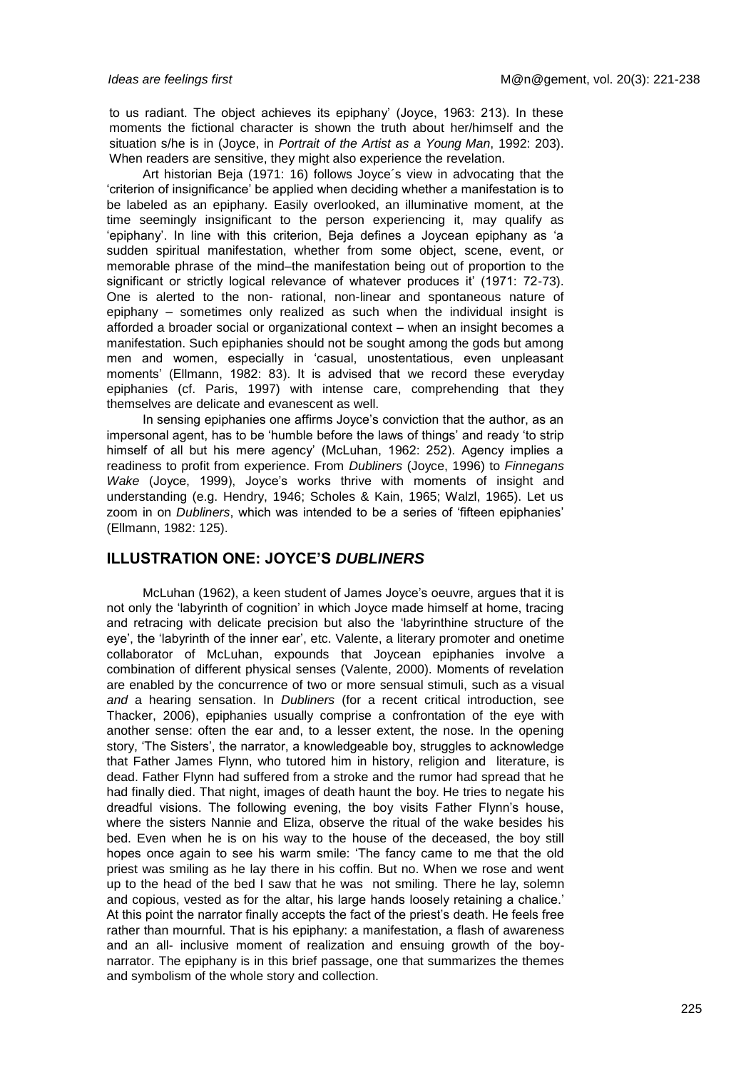to us radiant. The object achieves its epiphany' (Joyce, 1963: 213). In these moments the fictional character is shown the truth about her/himself and the situation s/he is in (Joyce, in *Portrait of the Artist as a Young Man*, 1992: 203). When readers are sensitive, they might also experience the revelation.

Art historian Beja (1971: 16) follows Joyce´s view in advocating that the 'criterion of insignificance' be applied when deciding whether a manifestation is to be labeled as an epiphany. Easily overlooked, an illuminative moment, at the time seemingly insignificant to the person experiencing it, may qualify as 'epiphany'. In line with this criterion, Beja defines a Joycean epiphany as 'a sudden spiritual manifestation, whether from some object, scene, event, or memorable phrase of the mind–the manifestation being out of proportion to the significant or strictly logical relevance of whatever produces it' (1971: 72-73). One is alerted to the non- rational, non-linear and spontaneous nature of epiphany – sometimes only realized as such when the individual insight is afforded a broader social or organizational context – when an insight becomes a manifestation. Such epiphanies should not be sought among the gods but among men and women, especially in 'casual, unostentatious, even unpleasant moments' (Ellmann, 1982: 83). It is advised that we record these everyday epiphanies (cf. Paris, 1997) with intense care, comprehending that they themselves are delicate and evanescent as well.

In sensing epiphanies one affirms Joyce's conviction that the author, as an impersonal agent, has to be 'humble before the laws of things' and ready 'to strip himself of all but his mere agency' (McLuhan, 1962: 252). Agency implies a readiness to profit from experience. From *Dubliners* (Joyce, 1996) to *Finnegans Wake* (Joyce, 1999), Joyce's works thrive with moments of insight and understanding (e.g. Hendry, 1946; Scholes & Kain, 1965; Walzl, 1965). Let us zoom in on *Dubliners*, which was intended to be a series of 'fifteen epiphanies' (Ellmann, 1982: 125).

## ILLUSTRATION ONE: JOYCE'S *DUBLINERS*

McLuhan (1962), a keen student of James Joyce's oeuvre, argues that it is not only the 'labyrinth of cognition' in which Joyce made himself at home, tracing and retracing with delicate precision but also the 'labyrinthine structure of the eye', the 'labyrinth of the inner ear', etc. Valente, a literary promoter and onetime collaborator of McLuhan, expounds that Joycean epiphanies involve a combination of different physical senses (Valente, 2000). Moments of revelation are enabled by the concurrence of two or more sensual stimuli, such as a visual *and* a hearing sensation. In *Dubliners* (for a recent critical introduction, see Thacker, 2006), epiphanies usually comprise a confrontation of the eye with another sense: often the ear and, to a lesser extent, the nose. In the opening story, 'The Sisters', the narrator, a knowledgeable boy, struggles to acknowledge that Father James Flynn, who tutored him in history, religion and literature, is dead. Father Flynn had suffered from a stroke and the rumor had spread that he had finally died. That night, images of death haunt the boy. He tries to negate his dreadful visions. The following evening, the boy visits Father Flynn's house, where the sisters Nannie and Eliza, observe the ritual of the wake besides his bed. Even when he is on his way to the house of the deceased, the boy still hopes once again to see his warm smile: 'The fancy came to me that the old priest was smiling as he lay there in his coffin. But no. When we rose and went up to the head of the bed I saw that he was not smiling. There he lay, solemn and copious, vested as for the altar, his large hands loosely retaining a chalice.' At this point the narrator finally accepts the fact of the priest's death. He feels free rather than mournful. That is his epiphany: a manifestation, a flash of awareness and an all- inclusive moment of realization and ensuing growth of the boy-narrator. The epiphany is in this brief passage, one that summarizes the themes and symbolism of the whole story and collection.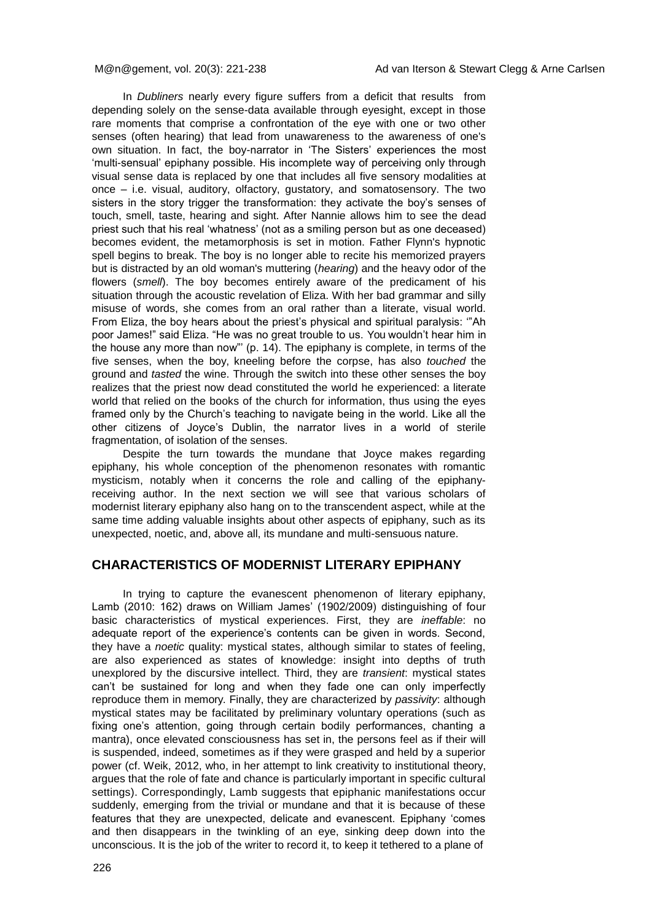In *Dubliners* nearly every figure suffers from a deficit that results from depending solely on the sense-data available through eyesight, except in those rare moments that comprise a confrontation of the eye with one or two other senses (often hearing) that lead from unawareness to the awareness of one's own situation. In fact, the boy-narrator in 'The Sisters' experiences the most 'multi-sensual' epiphany possible. His incomplete way of perceiving only through visual sense data is replaced by one that includes all five sensory modalities at once – i.e. visual, auditory, olfactory, gustatory, and somatosensory. The two sisters in the story trigger the transformation: they activate the boy's senses of touch, smell, taste, hearing and sight. After Nannie allows him to see the dead priest such that his real 'whatness' (not as a smiling person but as one deceased) becomes evident, the metamorphosis is set in motion. Father Flynn's hypnotic spell begins to break. The boy is no longer able to recite his memorized prayers but is distracted by an old woman's muttering (*hearing*) and the heavy odor of the flowers (*smell*). The boy becomes entirely aware of the predicament of his situation through the acoustic revelation of Eliza. With her bad grammar and silly misuse of words, she comes from an oral rather than a literate, visual world. From Eliza, the boy hears about the priest's physical and spiritual paralysis: '"Ah poor James!" said Eliza. "He was no great trouble to us. You wouldn't hear him in the house any more than now"' (p. 14). The epiphany is complete, in terms of the five senses, when the boy, kneeling before the corpse, has also *touched* the ground and *tasted* the wine. Through the switch into these other senses the boy realizes that the priest now dead constituted the world he experienced: a literate world that relied on the books of the church for information, thus using the eyes framed only by the Church's teaching to navigate being in the world. Like all the other citizens of Joyce's Dublin, the narrator lives in a world of sterile fragmentation, of isolation of the senses.

Despite the turn towards the mundane that Joyce makes regarding epiphany, his whole conception of the phenomenon resonates with romantic mysticism, notably when it concerns the role and calling of the epiphany-receiving author. In the next section we will see that various scholars of modernist literary epiphany also hang on to the transcendent aspect, while at the same time adding valuable insights about other aspects of epiphany, such as its unexpected, noetic, and, above all, its mundane and multi-sensuous nature.

## CHARACTERISTICS OF MODERNIST LITERARY EPIPHANY

In trying to capture the evanescent phenomenon of literary epiphany, Lamb (2010: 162) draws on William James' (1902/2009) distinguishing of four basic characteristics of mystical experiences. First, they are *ineffable*: no adequate report of the experience's contents can be given in words. Second, they have a *noetic* quality: mystical states, although similar to states of feeling, are also experienced as states of knowledge: insight into depths of truth unexplored by the discursive intellect. Third, they are *transient*: mystical states can't be sustained for long and when they fade one can only imperfectly reproduce them in memory. Finally, they are characterized by *passivity*: although mystical states may be facilitated by preliminary voluntary operations (such as fixing one's attention, going through certain bodily performances, chanting a mantra), once elevated consciousness has set in, the persons feel as if their will is suspended, indeed, sometimes as if they were grasped and held by a superior power (cf. Weik, 2012, who, in her attempt to link creativity to institutional theory, argues that the role of fate and chance is particularly important in specific cultural settings). Correspondingly, Lamb suggests that epiphanic manifestations occur suddenly, emerging from the trivial or mundane and that it is because of these features that they are unexpected, delicate and evanescent. Epiphany 'comes and then disappears in the twinkling of an eye, sinking deep down into the unconscious. It is the job of the writer to record it, to keep it tethered to a plane of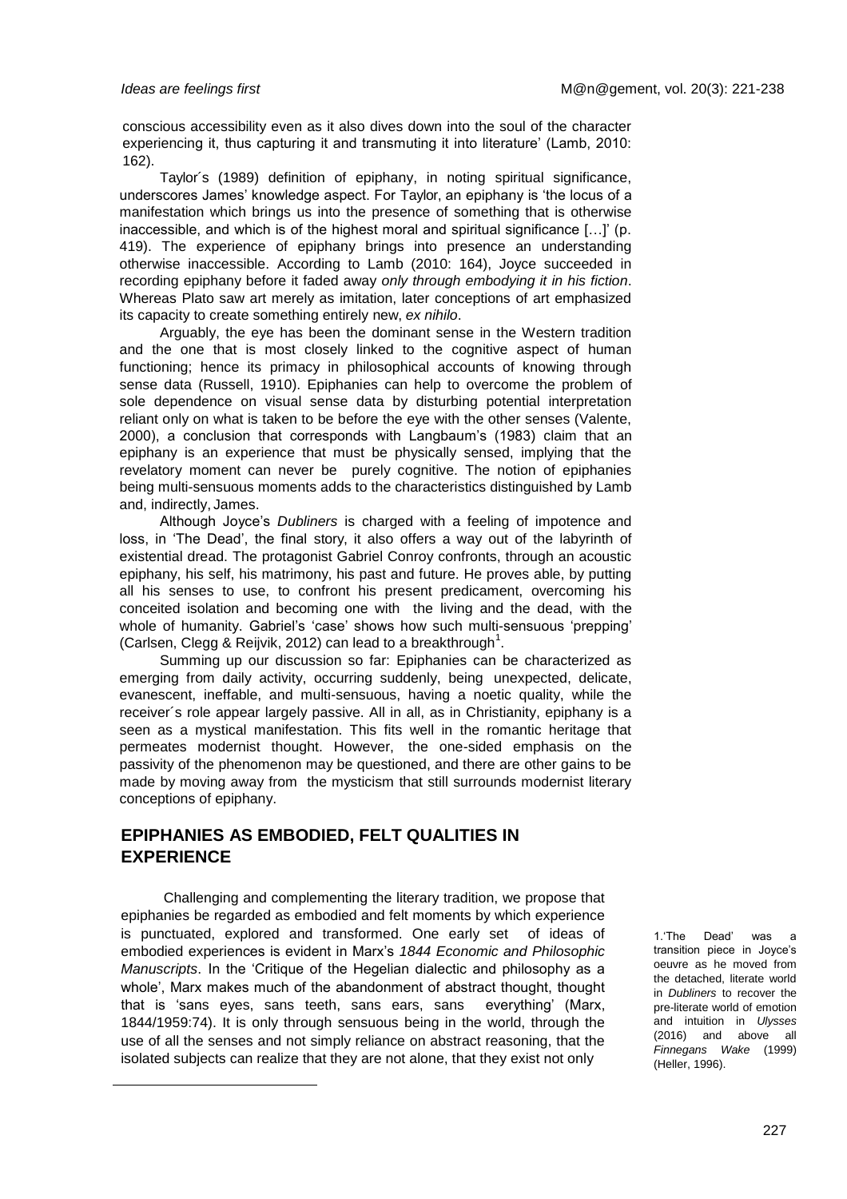conscious accessibility even as it also dives down into the soul of the character experiencing it, thus capturing it and transmuting it into literature' (Lamb, 2010: 162).

Taylor´s (1989) definition of epiphany, in noting spiritual significance, underscores James' knowledge aspect. For Taylor, an epiphany is 'the locus of a manifestation which brings us into the presence of something that is otherwise inaccessible, and which is of the highest moral and spiritual significance […]' (p. 419). The experience of epiphany brings into presence an understanding otherwise inaccessible. According to Lamb (2010: 164), Joyce succeeded in recording epiphany before it faded away *only through embodying it in his fiction*. Whereas Plato saw art merely as imitation, later conceptions of art emphasized its capacity to create something entirely new, *ex nihilo*.

Arguably, the eye has been the dominant sense in the Western tradition and the one that is most closely linked to the cognitive aspect of human functioning; hence its primacy in philosophical accounts of knowing through sense data (Russell, 1910). Epiphanies can help to overcome the problem of sole dependence on visual sense data by disturbing potential interpretation reliant only on what is taken to be before the eye with the other senses (Valente, 2000), a conclusion that corresponds with Langbaum's (1983) claim that an epiphany is an experience that must be physically sensed, implying that the revelatory moment can never be purely cognitive. The notion of epiphanies being multi-sensuous moments adds to the characteristics distinguished by Lamb and, indirectly, James.

Although Joyce's *Dubliners* is charged with a feeling of impotence and loss, in 'The Dead', the final story, it also offers a way out of the labyrinth of existential dread. The protagonist Gabriel Conroy confronts, through an acoustic epiphany, his self, his matrimony, his past and future. He proves able, by putting all his senses to use, to confront his present predicament, overcoming his conceited isolation and becoming one with the living and the dead, with the whole of humanity. Gabriel's 'case' shows how such multi-sensuous 'prepping' (Carlsen, Clegg & Reijvik, 2012) can lead to a breakthrough[1].

Summing up our discussion so far: Epiphanies can be characterized as emerging from daily activity, occurring suddenly, being unexpected, delicate, evanescent, ineffable, and multi-sensuous, having a noetic quality, while the receiver´s role appear largely passive. All in all, as in Christianity, epiphany is a seen as a mystical manifestation. This fits well in the romantic heritage that permeates modernist thought. However, the one-sided emphasis on the passivity of the phenomenon may be questioned, and there are other gains to be made by moving away from the mysticism that still surrounds modernist literary conceptions of epiphany.

## EPIPHANIES AS EMBODIED, FELT QUALITIES IN EXPERIENCE

Challenging and complementing the literary tradition, we propose that epiphanies be regarded as embodied and felt moments by which experience is punctuated, explored and transformed. One early set of ideas of embodied experiences is evident in Marx's *1844 Economic and Philosophic Manuscripts*. In the 'Critique of the Hegelian dialectic and philosophy as a whole', Marx makes much of the abandonment of abstract thought, thought that is 'sans eyes, sans teeth, sans ears, sans everything' (Marx, 1844/1959:74). It is only through sensuous being in the world, through the use of all the senses and not simply reliance on abstract reasoning, that the isolated subjects can realize that they are not alone, that they exist not only

1. 'The Dead' was a transition piece in Joyce's oeuvre as he moved from the detached, literate world in *Dubliners* to recover the pre-literate world of emotion and intuition in *Ulysses* (2016) and above all *Finnegans Wake* (1999) (Heller, 1996).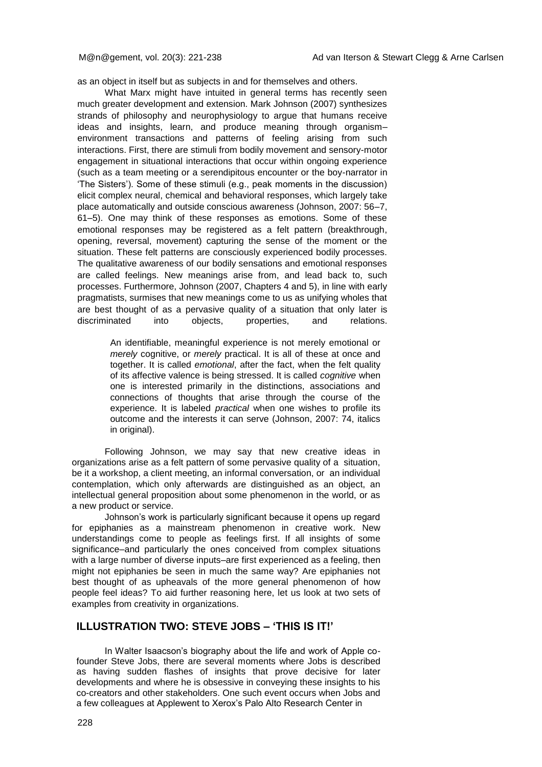as an object in itself but as subjects in and for themselves and others.

What Marx might have intuited in general terms has recently seen much greater development and extension. Mark Johnson (2007) synthesizes strands of philosophy and neurophysiology to argue that humans receive ideas and insights, learn, and produce meaning through organism–environment transactions and patterns of feeling arising from such interactions. First, there are stimuli from bodily movement and sensory-motor engagement in situational interactions that occur within ongoing experience (such as a team meeting or a serendipitous encounter or the boy-narrator in 'The Sisters'). Some of these stimuli (e.g., peak moments in the discussion) elicit complex neural, chemical and behavioral responses, which largely take place automatically and outside conscious awareness (Johnson, 2007: 56–7, 61–5). One may think of these responses as emotions. Some of these emotional responses may be registered as a felt pattern (breakthrough, opening, reversal, movement) capturing the sense of the moment or the situation. These felt patterns are consciously experienced bodily processes. The qualitative awareness of our bodily sensations and emotional responses are called feelings. New meanings arise from, and lead back to, such processes. Furthermore, Johnson (2007, Chapters 4 and 5), in line with early pragmatists, surmises that new meanings come to us as unifying wholes that are best thought of as a pervasive quality of a situation that only later is discriminated into objects, properties, and relations.

> An identifiable, meaningful experience is not merely emotional or *merely* cognitive, or *merely* practical. It is all of these at once and together. It is called *emotional*, after the fact, when the felt quality of its affective valence is being stressed. It is called *cognitive* when one is interested primarily in the distinctions, associations and connections of thoughts that arise through the course of the experience. It is labeled *practical* when one wishes to profile its outcome and the interests it can serve (Johnson, 2007: 74, italics in original).

Following Johnson, we may say that new creative ideas in organizations arise as a felt pattern of some pervasive quality of a situation, be it a workshop, a client meeting, an informal conversation, or an individual contemplation, which only afterwards are distinguished as an object, an intellectual general proposition about some phenomenon in the world, or as a new product or service.

Johnson's work is particularly significant because it opens up regard for epiphanies as a mainstream phenomenon in creative work. New understandings come to people as feelings first. If all insights of some significance–and particularly the ones conceived from complex situations with a large number of diverse inputs–are first experienced as a feeling, then might not epiphanies be seen in much the same way? Are epiphanies not best thought of as upheavals of the more general phenomenon of how people feel ideas? To aid further reasoning here, let us look at two sets of examples from creativity in organizations.

## ILLUSTRATION TWO: STEVE JOBS – 'THIS IS IT!'

In Walter Isaacson's biography about the life and work of Apple co-founder Steve Jobs, there are several moments where Jobs is described as having sudden flashes of insights that prove decisive for later developments and where he is obsessive in conveying these insights to his co-creators and other stakeholders. One such event occurs when Jobs and a few colleagues at Applewent to Xerox's Palo Alto Research Center in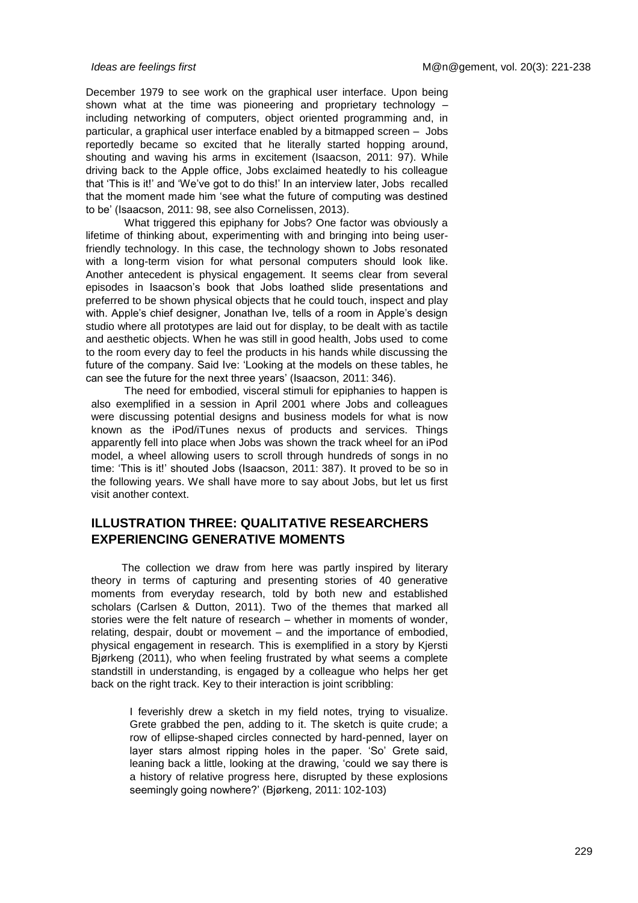December 1979 to see work on the graphical user interface. Upon being shown what at the time was pioneering and proprietary technology – including networking of computers, object oriented programming and, in particular, a graphical user interface enabled by a bitmapped screen – Jobs reportedly became so excited that he literally started hopping around, shouting and waving his arms in excitement (Isaacson, 2011: 97). While driving back to the Apple office, Jobs exclaimed heatedly to his colleague that 'This is it!' and 'We've got to do this!' In an interview later, Jobs recalled that the moment made him 'see what the future of computing was destined to be' (Isaacson, 2011: 98, see also Cornelissen, 2013).

What triggered this epiphany for Jobs? One factor was obviously a lifetime of thinking about, experimenting with and bringing into being user-friendly technology. In this case, the technology shown to Jobs resonated with a long-term vision for what personal computers should look like. Another antecedent is physical engagement. It seems clear from several episodes in Isaacson's book that Jobs loathed slide presentations and preferred to be shown physical objects that he could touch, inspect and play with. Apple's chief designer, Jonathan Ive, tells of a room in Apple's design studio where all prototypes are laid out for display, to be dealt with as tactile and aesthetic objects. When he was still in good health, Jobs used to come to the room every day to feel the products in his hands while discussing the future of the company. Said Ive: 'Looking at the models on these tables, he can see the future for the next three years' (Isaacson, 2011: 346).

The need for embodied, visceral stimuli for epiphanies to happen is also exemplified in a session in April 2001 where Jobs and colleagues were discussing potential designs and business models for what is now known as the iPod/iTunes nexus of products and services. Things apparently fell into place when Jobs was shown the track wheel for an iPod model, a wheel allowing users to scroll through hundreds of songs in no time: 'This is it!' shouted Jobs (Isaacson, 2011: 387). It proved to be so in the following years. We shall have more to say about Jobs, but let us first visit another context.

## ILLUSTRATION THREE: QUALITATIVE RESEARCHERS EXPERIENCING GENERATIVE MOMENTS

The collection we draw from here was partly inspired by literary theory in terms of capturing and presenting stories of 40 generative moments from everyday research, told by both new and established scholars (Carlsen & Dutton, 2011). Two of the themes that marked all stories were the felt nature of research – whether in moments of wonder, relating, despair, doubt or movement – and the importance of embodied, physical engagement in research. This is exemplified in a story by Kjersti Bjørkeng (2011), who when feeling frustrated by what seems a complete standstill in understanding, is engaged by a colleague who helps her get back on the right track. Key to their interaction is joint scribbling:

> I feverishly drew a sketch in my field notes, trying to visualize. Grete grabbed the pen, adding to it. The sketch is quite crude; a row of ellipse-shaped circles connected by hard-penned, layer on layer stars almost ripping holes in the paper. 'So' Grete said, leaning back a little, looking at the drawing, 'could we say there is a history of relative progress here, disrupted by these explosions seemingly going nowhere?' (Bjørkeng, 2011: 102-103)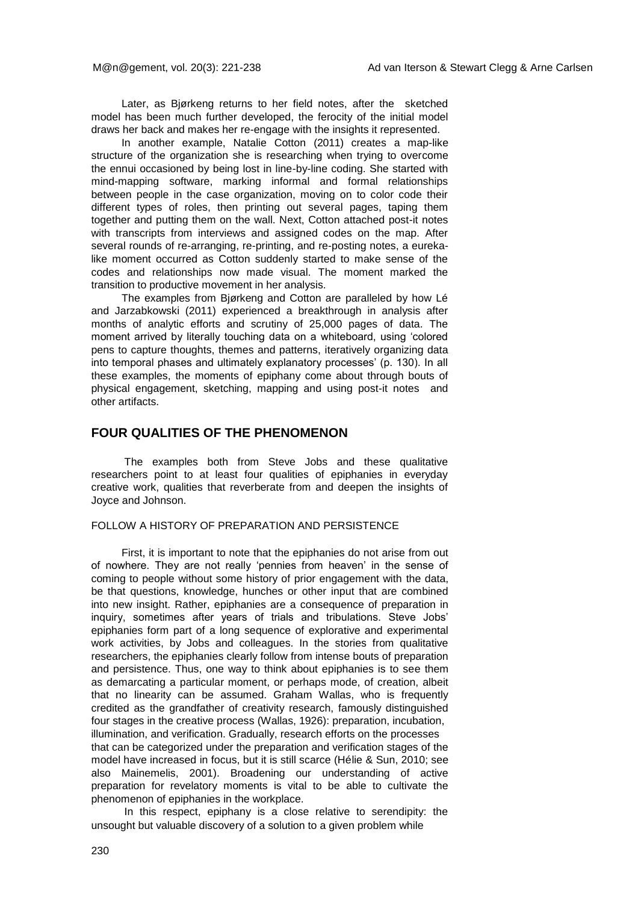Later, as Bjørkeng returns to her field notes, after the sketched model has been much further developed, the ferocity of the initial model draws her back and makes her re-engage with the insights it represented.

In another example, Natalie Cotton (2011) creates a map-like structure of the organization she is researching when trying to overcome the ennui occasioned by being lost in line-by-line coding. She started with mind-mapping software, marking informal and formal relationships between people in the case organization, moving on to color code their different types of roles, then printing out several pages, taping them together and putting them on the wall. Next, Cotton attached post-it notes with transcripts from interviews and assigned codes on the map. After several rounds of re-arranging, re-printing, and re-posting notes, a eureka-like moment occurred as Cotton suddenly started to make sense of the codes and relationships now made visual. The moment marked the transition to productive movement in her analysis.

The examples from Bjørkeng and Cotton are paralleled by how Lé and Jarzabkowski (2011) experienced a breakthrough in analysis after months of analytic efforts and scrutiny of 25,000 pages of data. The moment arrived by literally touching data on a whiteboard, using 'colored pens to capture thoughts, themes and patterns, iteratively organizing data into temporal phases and ultimately explanatory processes' (p. 130). In all these examples, the moments of epiphany come about through bouts of physical engagement, sketching, mapping and using post-it notes and other artifacts.

## FOUR QUALITIES OF THE PHENOMENON

The examples both from Steve Jobs and these qualitative researchers point to at least four qualities of epiphanies in everyday creative work, qualities that reverberate from and deepen the insights of Joyce and Johnson.

### FOLLOW A HISTORY OF PREPARATION AND PERSISTENCE

First, it is important to note that the epiphanies do not arise from out of nowhere. They are not really 'pennies from heaven' in the sense of coming to people without some history of prior engagement with the data, be that questions, knowledge, hunches or other input that are combined into new insight. Rather, epiphanies are a consequence of preparation in inquiry, sometimes after years of trials and tribulations. Steve Jobs' epiphanies form part of a long sequence of explorative and experimental work activities, by Jobs and colleagues. In the stories from qualitative researchers, the epiphanies clearly follow from intense bouts of preparation and persistence. Thus, one way to think about epiphanies is to see them as demarcating a particular moment, or perhaps mode, of creation, albeit that no linearity can be assumed. Graham Wallas, who is frequently credited as the grandfather of creativity research, famously distinguished four stages in the creative process (Wallas, 1926): preparation, incubation, illumination, and verification. Gradually, research efforts on the processes that can be categorized under the preparation and verification stages of the model have increased in focus, but it is still scarce (Hélie & Sun, 2010; see also Mainemelis, 2001). Broadening our understanding of active preparation for revelatory moments is vital to be able to cultivate the phenomenon of epiphanies in the workplace.

In this respect, epiphany is a close relative to serendipity: the unsought but valuable discovery of a solution to a given problem while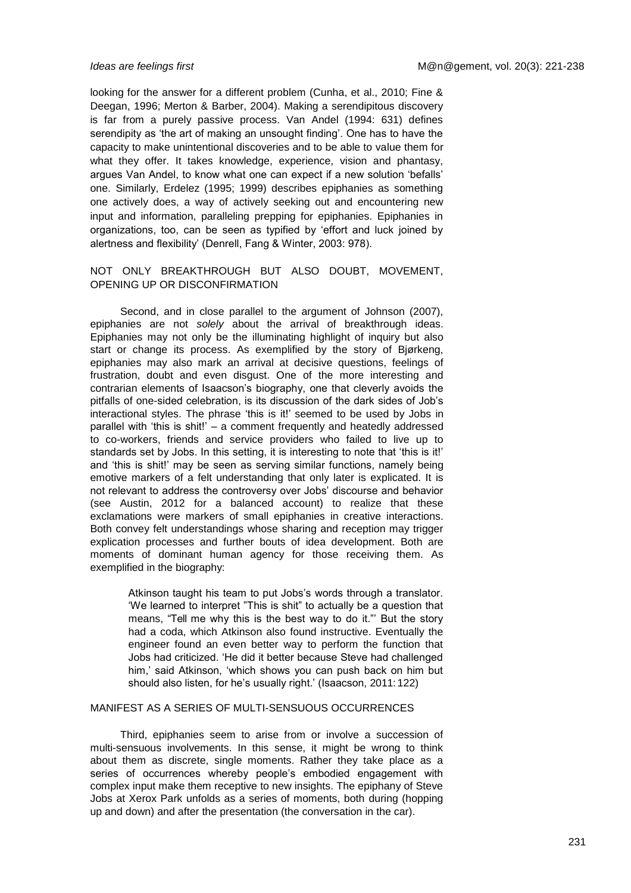looking for the answer for a different problem (Cunha, et al., 2010; Fine & Deegan, 1996; Merton & Barber, 2004). Making a serendipitous discovery is far from a purely passive process. Van Andel (1994: 631) defines serendipity as 'the art of making an unsought finding'. One has to have the capacity to make unintentional discoveries and to be able to value them for what they offer. It takes knowledge, experience, vision and phantasy, argues Van Andel, to know what one can expect if a new solution 'befalls' one. Similarly, Erdelez (1995; 1999) describes epiphanies as something one actively does, a way of actively seeking out and encountering new input and information, paralleling prepping for epiphanies. Epiphanies in organizations, too, can be seen as typified by 'effort and luck joined by alertness and flexibility' (Denrell, Fang & Winter, 2003: 978).

## NOT ONLY BREAKTHROUGH BUT ALSO DOUBT, MOVEMENT, OPENING UP OR DISCONFIRMATION

Second, and in close parallel to the argument of Johnson (2007), epiphanies are not *solely* about the arrival of breakthrough ideas. Epiphanies may not only be the illuminating highlight of inquiry but also start or change its process. As exemplified by the story of Bjørkeng, epiphanies may also mark an arrival at decisive questions, feelings of frustration, doubt and even disgust. One of the more interesting and contrarian elements of Isaacson's biography, one that cleverly avoids the pitfalls of one-sided celebration, is its discussion of the dark sides of Job's interactional styles. The phrase 'this is it!' seemed to be used by Jobs in parallel with 'this is shit!' – a comment frequently and heatedly addressed to co-workers, friends and service providers who failed to live up to standards set by Jobs. In this setting, it is interesting to note that 'this is it!' and 'this is shit!' may be seen as serving similar functions, namely being emotive markers of a felt understanding that only later is explicated. It is not relevant to address the controversy over Jobs' discourse and behavior (see Austin, 2012 for a balanced account) to realize that these exclamations were markers of small epiphanies in creative interactions. Both convey felt understandings whose sharing and reception may trigger explication processes and further bouts of idea development. Both are moments of dominant human agency for those receiving them. As exemplified in the biography:

> Atkinson taught his team to put Jobs's words through a translator. 'We learned to interpret "This is shit" to actually be a question that means, "Tell me why this is the best way to do it."' But the story had a coda, which Atkinson also found instructive. Eventually the engineer found an even better way to perform the function that Jobs had criticized. 'He did it better because Steve had challenged him,' said Atkinson, 'which shows you can push back on him but should also listen, for he's usually right.' (Isaacson, 2011: 122)

## MANIFEST AS A SERIES OF MULTI-SENSUOUS OCCURRENCES

Third, epiphanies seem to arise from or involve a succession of multi-sensuous involvements. In this sense, it might be wrong to think about them as discrete, single moments. Rather they take place as a series of occurrences whereby people's embodied engagement with complex input make them receptive to new insights. The epiphany of Steve Jobs at Xerox Park unfolds as a series of moments, both during (hopping up and down) and after the presentation (the conversation in the car).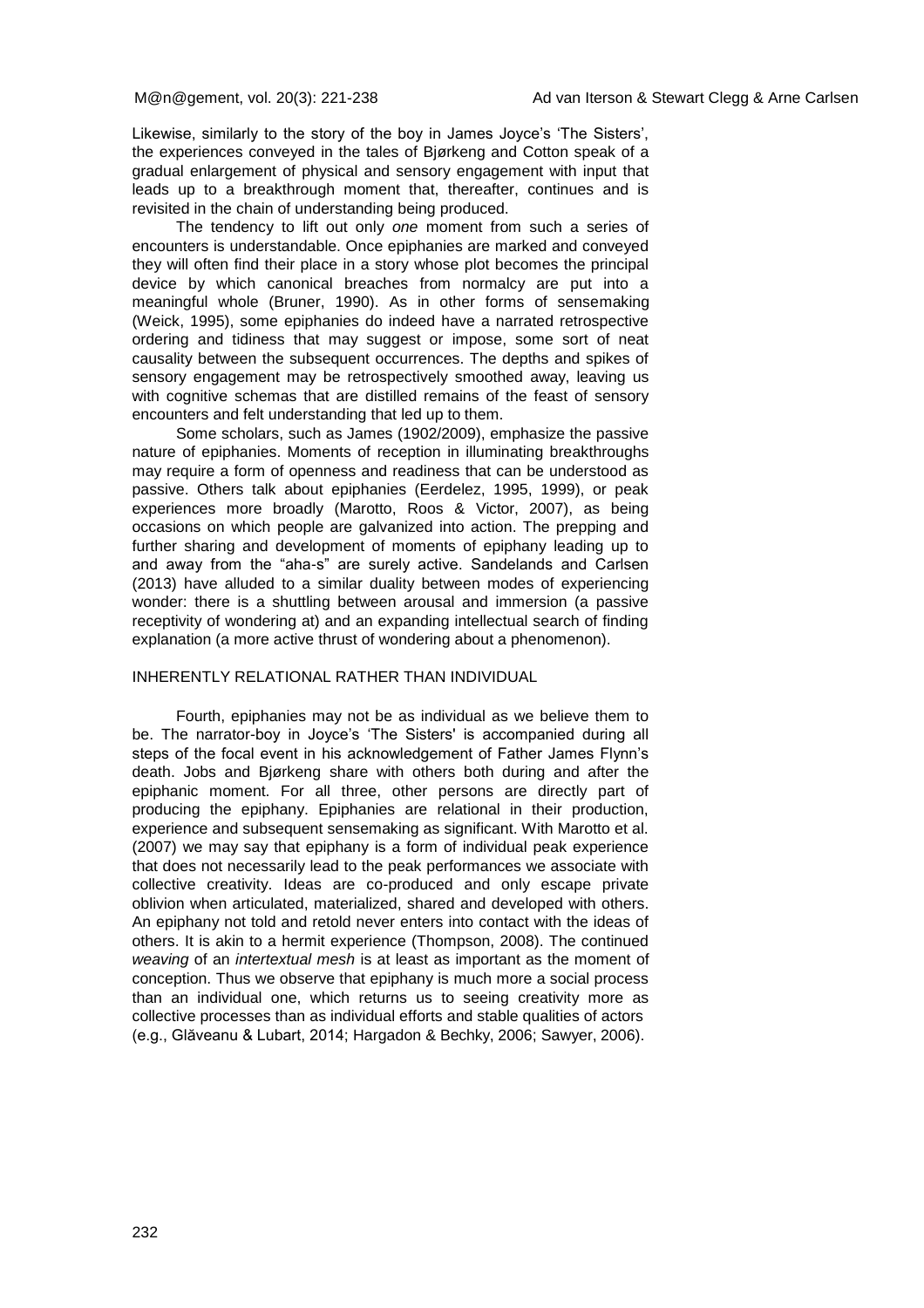Likewise, similarly to the story of the boy in James Joyce's 'The Sisters', the experiences conveyed in the tales of Bjørkeng and Cotton speak of a gradual enlargement of physical and sensory engagement with input that leads up to a breakthrough moment that, thereafter, continues and is revisited in the chain of understanding being produced.

The tendency to lift out only *one* moment from such a series of encounters is understandable. Once epiphanies are marked and conveyed they will often find their place in a story whose plot becomes the principal device by which canonical breaches from normalcy are put into a meaningful whole (Bruner, 1990). As in other forms of sensemaking (Weick, 1995), some epiphanies do indeed have a narrated retrospective ordering and tidiness that may suggest or impose, some sort of neat causality between the subsequent occurrences. The depths and spikes of sensory engagement may be retrospectively smoothed away, leaving us with cognitive schemas that are distilled remains of the feast of sensory encounters and felt understanding that led up to them.

Some scholars, such as James (1902/2009), emphasize the passive nature of epiphanies. Moments of reception in illuminating breakthroughs may require a form of openness and readiness that can be understood as passive. Others talk about epiphanies (Eerdelez, 1995, 1999), or peak experiences more broadly (Marotto, Roos & Victor, 2007), as being occasions on which people are galvanized into action. The prepping and further sharing and development of moments of epiphany leading up to and away from the "aha-s" are surely active. Sandelands and Carlsen (2013) have alluded to a similar duality between modes of experiencing wonder: there is a shuttling between arousal and immersion (a passive receptivity of wondering at) and an expanding intellectual search of finding explanation (a more active thrust of wondering about a phenomenon).

## INHERENTLY RELATIONAL RATHER THAN INDIVIDUAL

Fourth, epiphanies may not be as individual as we believe them to be. The narrator-boy in Joyce's 'The Sisters' is accompanied during all steps of the focal event in his acknowledgement of Father James Flynn's death. Jobs and Bjørkeng share with others both during and after the epiphanic moment. For all three, other persons are directly part of producing the epiphany. Epiphanies are relational in their production, experience and subsequent sensemaking as significant. With Marotto et al. (2007) we may say that epiphany is a form of individual peak experience that does not necessarily lead to the peak performances we associate with collective creativity. Ideas are co-produced and only escape private oblivion when articulated, materialized, shared and developed with others. An epiphany not told and retold never enters into contact with the ideas of others. It is akin to a hermit experience (Thompson, 2008). The continued *weaving* of an *intertextual mesh* is at least as important as the moment of conception. Thus we observe that epiphany is much more a social process than an individual one, which returns us to seeing creativity more as collective processes than as individual efforts and stable qualities of actors (e.g., Glăveanu & Lubart, 2014; Hargadon & Bechky, 2006; Sawyer, 2006).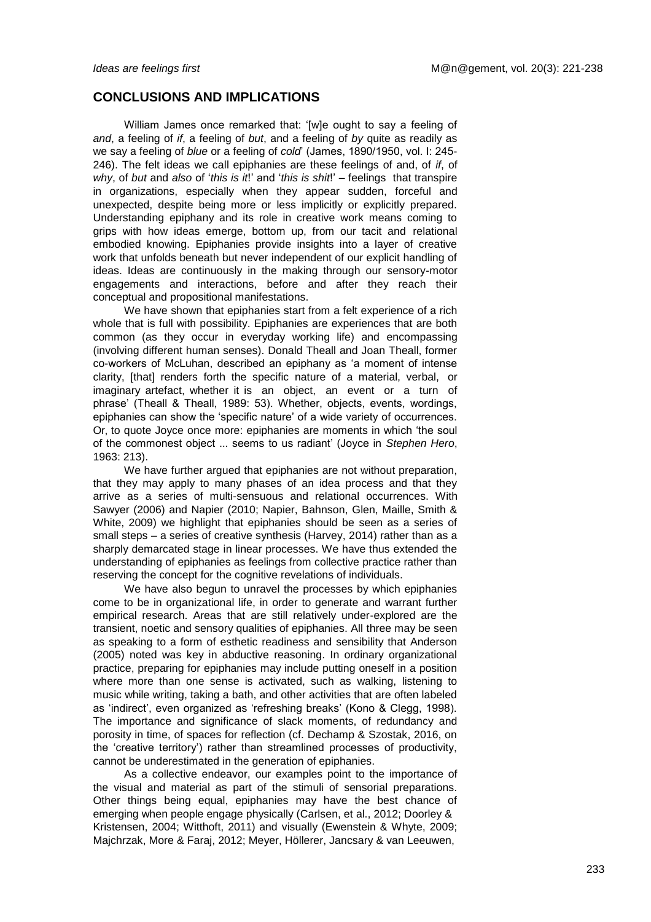## CONCLUSIONS AND IMPLICATIONS

William James once remarked that: '[w]e ought to say a feeling of *and*, a feeling of *if*, a feeling of *but*, and a feeling of *by* quite as readily as we say a feeling of *blue* or a feeling of *cold*' (James, 1890/1950, vol. I: 245-246). The felt ideas we call epiphanies are these feelings of and, of *if*, of *why*, of *but* and *also* of '*this is it*!' and '*this is shit*!' – feelings that transpire in organizations, especially when they appear sudden, forceful and unexpected, despite being more or less implicitly or explicitly prepared. Understanding epiphany and its role in creative work means coming to grips with how ideas emerge, bottom up, from our tacit and relational embodied knowing. Epiphanies provide insights into a layer of creative work that unfolds beneath but never independent of our explicit handling of ideas. Ideas are continuously in the making through our sensory-motor engagements and interactions, before and after they reach their conceptual and propositional manifestations.

We have shown that epiphanies start from a felt experience of a rich whole that is full with possibility. Epiphanies are experiences that are both common (as they occur in everyday working life) and encompassing (involving different human senses). Donald Theall and Joan Theall, former co-workers of McLuhan, described an epiphany as 'a moment of intense clarity, [that] renders forth the specific nature of a material, verbal, or imaginary artefact, whether it is an object, an event or a turn of phrase' (Theall & Theall, 1989: 53). Whether, objects, events, wordings, epiphanies can show the 'specific nature' of a wide variety of occurrences. Or, to quote Joyce once more: epiphanies are moments in which 'the soul of the commonest object ... seems to us radiant' (Joyce in *Stephen Hero*, 1963: 213).

We have further argued that epiphanies are not without preparation, that they may apply to many phases of an idea process and that they arrive as a series of multi-sensuous and relational occurrences. With Sawyer (2006) and Napier (2010; Napier, Bahnson, Glen, Maille, Smith & White, 2009) we highlight that epiphanies should be seen as a series of small steps – a series of creative synthesis (Harvey, 2014) rather than as a sharply demarcated stage in linear processes. We have thus extended the understanding of epiphanies as feelings from collective practice rather than reserving the concept for the cognitive revelations of individuals.

We have also begun to unravel the processes by which epiphanies come to be in organizational life, in order to generate and warrant further empirical research. Areas that are still relatively under-explored are the transient, noetic and sensory qualities of epiphanies. All three may be seen as speaking to a form of esthetic readiness and sensibility that Anderson (2005) noted was key in abductive reasoning. In ordinary organizational practice, preparing for epiphanies may include putting oneself in a position where more than one sense is activated, such as walking, listening to music while writing, taking a bath, and other activities that are often labeled as 'indirect', even organized as 'refreshing breaks' (Kono & Clegg, 1998). The importance and significance of slack moments, of redundancy and porosity in time, of spaces for reflection (cf. Dechamp & Szostak, 2016, on the 'creative territory') rather than streamlined processes of productivity, cannot be underestimated in the generation of epiphanies.

As a collective endeavor, our examples point to the importance of the visual and material as part of the stimuli of sensorial preparations. Other things being equal, epiphanies may have the best chance of emerging when people engage physically (Carlsen, et al., 2012; Doorley & Kristensen, 2004; Witthoft, 2011) and visually (Ewenstein & Whyte, 2009; Majchrzak, More & Faraj, 2012; Meyer, Höllerer, Jancsary & van Leeuwen,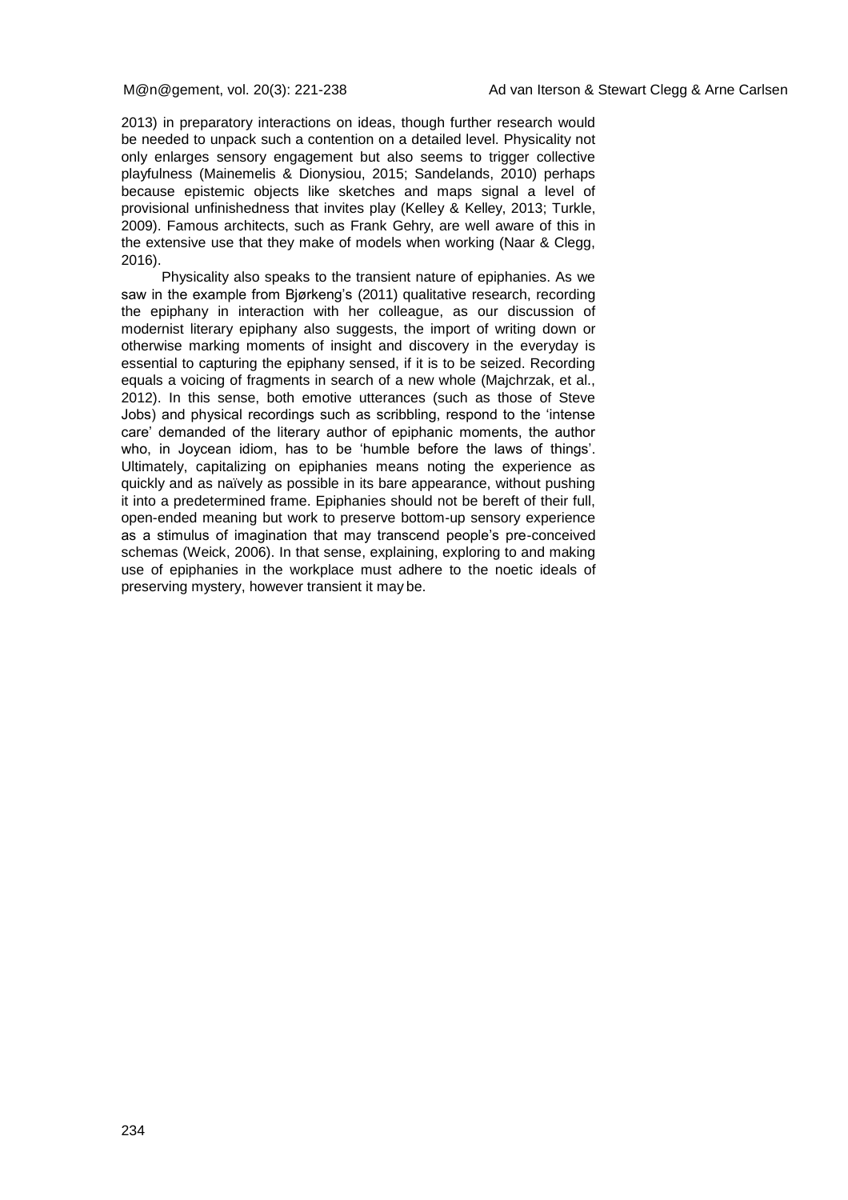2013) in preparatory interactions on ideas, though further research would be needed to unpack such a contention on a detailed level. Physicality not only enlarges sensory engagement but also seems to trigger collective playfulness (Mainemelis & Dionysiou, 2015; Sandelands, 2010) perhaps because epistemic objects like sketches and maps signal a level of provisional unfinishedness that invites play (Kelley & Kelley, 2013; Turkle, 2009). Famous architects, such as Frank Gehry, are well aware of this in the extensive use that they make of models when working (Naar & Clegg, 2016).

Physicality also speaks to the transient nature of epiphanies. As we saw in the example from Bjørkeng's (2011) qualitative research, recording the epiphany in interaction with her colleague, as our discussion of modernist literary epiphany also suggests, the import of writing down or otherwise marking moments of insight and discovery in the everyday is essential to capturing the epiphany sensed, if it is to be seized. Recording equals a voicing of fragments in search of a new whole (Majchrzak, et al., 2012). In this sense, both emotive utterances (such as those of Steve Jobs) and physical recordings such as scribbling, respond to the 'intense care' demanded of the literary author of epiphanic moments, the author who, in Joycean idiom, has to be 'humble before the laws of things'. Ultimately, capitalizing on epiphanies means noting the experience as quickly and as naïvely as possible in its bare appearance, without pushing it into a predetermined frame. Epiphanies should not be bereft of their full, open-ended meaning but work to preserve bottom-up sensory experience as a stimulus of imagination that may transcend people's pre-conceived schemas (Weick, 2006). In that sense, explaining, exploring to and making use of epiphanies in the workplace must adhere to the noetic ideals of preserving mystery, however transient it may be.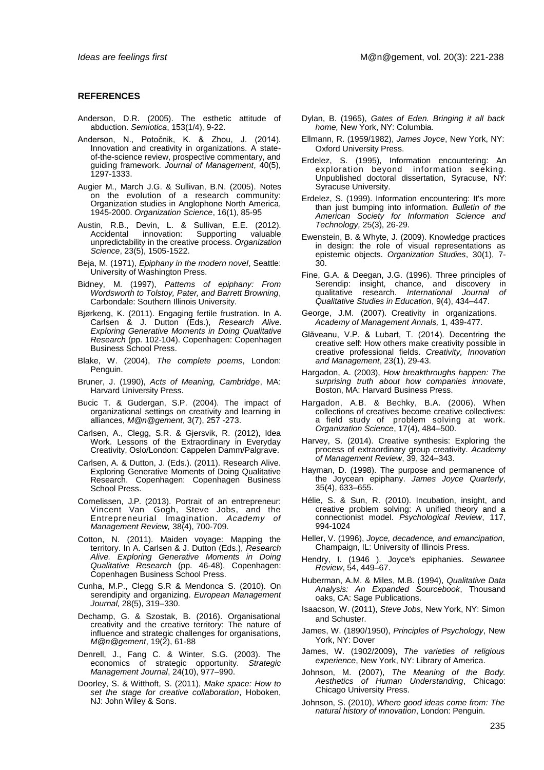## REFERENCES

Anderson, D.R. (2005). The esthetic attitude of abduction. *Semiotica*, 153(1/4), 9-22.

Anderson, N., Potočnik, K. & Zhou, J. (2014). Innovation and creativity in organizations. A state-of-the-science review, prospective commentary, and guiding framework. *Journal of Management*, 40(5), 1297-1333.

Augier M., March J.G. & Sullivan, B.N. (2005). Notes on the evolution of a research community: Organization studies in Anglophone North America, 1945-2000. *Organization Science*, 16(1), 85-95

Austin, R.B., Devin, L. & Sullivan, E.E. (2012). Accidental innovation: Supporting valuable unpredictability in the creative process. *Organization Science*, 23(5), 1505-1522.

Beja, M. (1971), *Epiphany in the modern novel*, Seattle: University of Washington Press.

Bidney, M. (1997), *Patterns of epiphany: From Wordsworth to Tolstoy, Pater, and Barrett Browning*, Carbondale: Southern Illinois University.

Bjørkeng, K. (2011). Engaging fertile frustration. In A. Carlsen & J. Dutton (Eds.), *Research Alive. Exploring Generative Moments in Doing Qualitative Research* (pp. 102-104). Copenhagen: Copenhagen Business School Press.

Blake, W. (2004), *The complete poems*, London: Penguin.

Bruner, J. (1990), *Acts of Meaning, Cambridge*, MA: Harvard University Press.

Bucic T. & Gudergan, S.P. (2004). The impact of organizational settings on creativity and learning in alliances, *M@n@gement*, 3(7), 257 -273.

Carlsen, A., Clegg, S.R. & Gjersvik, R. (2012), Idea Work. Lessons of the Extraordinary in Everyday Creativity, Oslo/London: Cappelen Damm/Palgrave.

Carlsen, A. & Dutton, J. (Eds.). (2011). Research Alive. Exploring Generative Moments of Doing Qualitative Research. Copenhagen: Copenhagen Business School Press.

Cornelissen, J.P. (2013). Portrait of an entrepreneur: Vincent Van Gogh, Steve Jobs, and the Entrepreneurial Imagination. *Academy of Management Review,* 38(4), 700-709.

Cotton, N. (2011). Maiden voyage: Mapping the territory. In A. Carlsen & J. Dutton (Eds.), *Research Alive. Exploring Generative Moments in Doing Qualitative Research* (pp. 46-48). Copenhagen: Copenhagen Business School Press.

Cunha, M.P., Clegg S.R & Mendonca S. (2010). On serendipity and organizing. *European Management Journal,* 28(5), 319–330.

Dechamp, G. & Szostak, B. (2016). Organisational creativity and the creative territory: The nature of influence and strategic challenges for organisations, *M@n@gement*, 19(2), 61-88

Denrell, J., Fang C. & Winter, S.G. (2003). The economics of strategic opportunity. *Strategic Management Journal*, 24(10), 977–990.

Doorley, S. & Witthoft, S. (2011), *Make space: How to set the stage for creative collaboration*, Hoboken, NJ: John Wiley & Sons.

Dylan, B. (1965), *Gates of Eden. Bringing it all back home,* New York, NY: Columbia.

Ellmann, R. (1959/1982), *James Joyce*, New York, NY: Oxford University Press.

Erdelez, S. (1995), Information encountering: An exploration beyond information seeking. Unpublished doctoral dissertation, Syracuse, NY: Syracuse University.

Erdelez, S. (1999). Information encountering: It's more than just bumping into information. *Bulletin of the American Society for Information Science and Technology,* 25(3), 26-29.

Ewenstein, B. & Whyte, J. (2009). Knowledge practices in design: the role of visual representations as epistemic objects. *Organization Studies*, 30(1), 7-30.

Fine, G.A. & Deegan, J.G. (1996). Three principles of Serendip: insight, chance, and discovery in qualitative research. *International Journal of Qualitative Studies in Education*, 9(4), 434–447.

George, J.M. (2007). Creativity in organizations. *Academy of Management Annals,* 1, 439-477.

Glăveanu, V.P. & Lubart, T. (2014). Decentring the creative self: How others make creativity possible in creative professional fields. *Creativity, Innovation and Management*, 23(1), 29-43.

Hargadon, A. (2003), *How breakthroughs happen: The surprising truth about how companies innovate*, Boston, MA: Harvard Business Press.

Hargadon, A.B. & Bechky, B.A. (2006). When collections of creatives become creative collectives: a field study of problem solving at work. *Organization Science*, 17(4), 484–500.

Harvey, S. (2014). Creative synthesis: Exploring the process of extraordinary group creativity. *Academy of Management Review*, 39, 324–343.

Hayman, D. (1998). The purpose and permanence of the Joycean epiphany. *James Joyce Quarterly*, 35(4), 633–655.

Hélie, S. & Sun, R. (2010). Incubation, insight, and creative problem solving: A unified theory and a connectionist model. *Psychological Review*, 117, 994-1024

Heller, V. (1996), *Joyce, decadence, and emancipation*, Champaign, IL: University of Illinois Press.

Hendry, I. (1946 ). Joyce's epiphanies. *Sewanee Review*, 54, 449–67.

Huberman, A.M. & Miles, M.B. (1994), *Qualitative Data Analysis: An Expanded Sourcebook*, Thousand oaks, CA: Sage Publications.

Isaacson, W. (2011), *Steve Jobs*, New York, NY: Simon and Schuster.

James, W. (1890/1950), *Principles of Psychology*, New York, NY: Dover

James, W. (1902/2009), *The varieties of religious experience*, New York, NY: Library of America.

Johnson, M. (2007), *The Meaning of the Body. Aesthetics of Human Understanding*, Chicago: Chicago University Press.

Johnson, S. (2010), *Where good ideas come from: The natural history of innovation*, London: Penguin.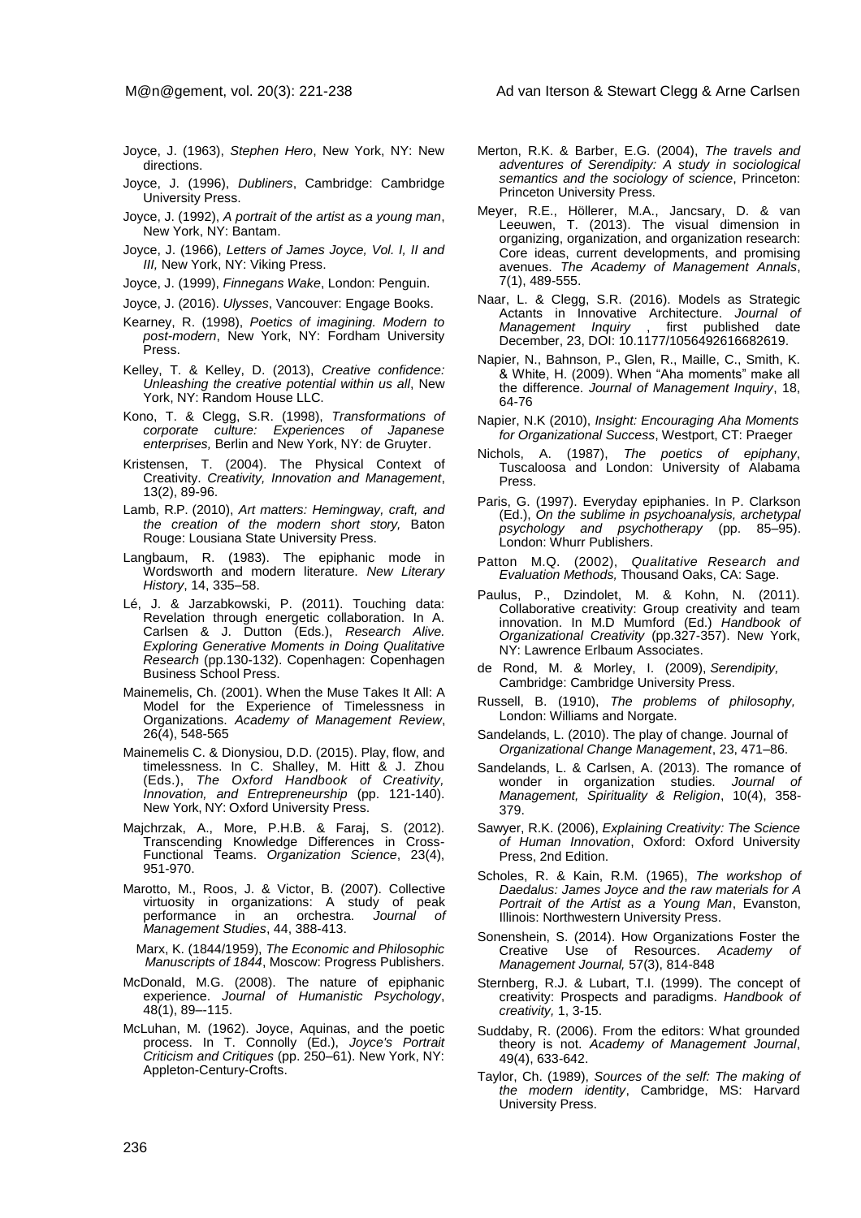Joyce, J. (1963), *Stephen Hero*, New York, NY: New directions.

Joyce, J. (1996), *Dubliners*, Cambridge: Cambridge University Press.

Joyce, J. (1992), *A portrait of the artist as a young man*, New York, NY: Bantam.

Joyce, J. (1966), *Letters of James Joyce, Vol. I, II and III,* New York, NY: Viking Press.

Joyce, J. (1999), *Finnegans Wake*, London: Penguin.

Joyce, J. (2016). *Ulysses*, Vancouver: Engage Books.

Kearney, R. (1998), *Poetics of imagining. Modern to post-modern*, New York, NY: Fordham University Press.

Kelley, T. & Kelley, D. (2013), *Creative confidence: Unleashing the creative potential within us all*, New York, NY: Random House LLC.

Kono, T. & Clegg, S.R. (1998), *Transformations of corporate culture: Experiences of Japanese enterprises,* Berlin and New York, NY: de Gruyter.

Kristensen, T. (2004). The Physical Context of Creativity. *Creativity, Innovation and Management*, 13(2), 89-96.

Lamb, R.P. (2010), *Art matters: Hemingway, craft, and the creation of the modern short story,* Baton Rouge: Lousiana State University Press.

Langbaum, R. (1983). The epiphanic mode in Wordsworth and modern literature. *New Literary History*, 14, 335–58.

Lé, J. & Jarzabkowski, P. (2011). Touching data: Revelation through energetic collaboration. In A. Carlsen & J. Dutton (Eds.), *Research Alive. Exploring Generative Moments in Doing Qualitative Research* (pp.130-132). Copenhagen: Copenhagen Business School Press.

Mainemelis, Ch. (2001). When the Muse Takes It All: A Model for the Experience of Timelessness in Organizations. *Academy of Management Review*, 26(4), 548-565

Mainemelis C. & Dionysiou, D.D. (2015). Play, flow, and timelessness. In C. Shalley, M. Hitt & J. Zhou (Eds.), *The Oxford Handbook of Creativity, Innovation, and Entrepreneurship* (pp. 121-140). New York, NY: Oxford University Press.

Majchrzak, A., More, P.H.B. & Faraj, S. (2012). Transcending Knowledge Differences in Cross-Functional Teams. *Organization Science*, 23(4), 951-970.

Marotto, M., Roos, J. & Victor, B. (2007). Collective virtuosity in organizations: A study of peak performance in an orchestra. *Journal of Management Studies*, 44, 388-413.

Marx, K. (1844/1959), *The Economic and Philosophic Manuscripts of 1844*, Moscow: Progress Publishers.

McDonald, M.G. (2008). The nature of epiphanic experience. *Journal of Humanistic Psychology*, 48(1), 89–-115.

McLuhan, M. (1962). Joyce, Aquinas, and the poetic process. In T. Connolly (Ed.), *Joyce's Portrait Criticism and Critiques* (pp. 250–61). New York, NY: Appleton-Century-Crofts.

Merton, R.K. & Barber, E.G. (2004), *The travels and adventures of Serendipity: A study in sociological semantics and the sociology of science*, Princeton: Princeton University Press.

Meyer, R.E., Höllerer, M.A., Jancsary, D. & van Leeuwen, T. (2013). The visual dimension in organizing, organization, and organization research: Core ideas, current developments, and promising avenues. *The Academy of Management Annals*, 7(1), 489-555.

Naar, L. & Clegg, S.R. (2016). Models as Strategic Actants in Innovative Architecture. *Journal of Management Inquiry* , first published date December, 23, DOI: 10.1177/1056492616682619.

Napier, N., Bahnson, P., Glen, R., Maille, C., Smith, K. & White, H. (2009). When "Aha moments" make all the difference. *Journal of Management Inquiry*, 18, 64-76

Napier, N.K (2010), *Insight: Encouraging Aha Moments for Organizational Success*, Westport, CT: Praeger

Nichols, A. (1987), *The poetics of epiphany*, Tuscaloosa and London: University of Alabama Press.

Paris, G. (1997). Everyday epiphanies. In P. Clarkson (Ed.), *On the sublime in psychoanalysis, archetypal psychology and psychotherapy* (pp. 85–95). London: Whurr Publishers.

Patton M.Q. (2002), *Qualitative Research and Evaluation Methods,* Thousand Oaks, CA: Sage.

Paulus, P., Dzindolet, M. & Kohn, N. (2011). Collaborative creativity: Group creativity and team innovation. In M.D Mumford (Ed.) *Handbook of Organizational Creativity* (pp.327-357). New York, NY: Lawrence Erlbaum Associates.

de Rond, M. & Morley, I. (2009), *Serendipity,* Cambridge: Cambridge University Press.

Russell, B. (1910), *The problems of philosophy,* London: Williams and Norgate.

Sandelands, L. (2010). The play of change. Journal of *Organizational Change Management*, 23, 471–86.

Sandelands, L. & Carlsen, A. (2013). The romance of wonder in organization studies. *Journal of Management, Spirituality & Religion*, 10(4), 358-379.

Sawyer, R.K. (2006), *Explaining Creativity: The Science of Human Innovation*, Oxford: Oxford University Press, 2nd Edition.

Scholes, R. & Kain, R.M. (1965), *The workshop of Daedalus: James Joyce and the raw materials for A Portrait of the Artist as a Young Man*, Evanston, Illinois: Northwestern University Press.

Sonenshein, S. (2014). How Organizations Foster the Creative Use of Resources. *Academy of Management Journal,* 57(3), 814-848

Sternberg, R.J. & Lubart, T.I. (1999). The concept of creativity: Prospects and paradigms. *Handbook of creativity,* 1, 3-15.

Suddaby, R. (2006). From the editors: What grounded theory is not. *Academy of Management Journal*, 49(4), 633-642.

Taylor, Ch. (1989), *Sources of the self: The making of the modern identity*, Cambridge, MS: Harvard University Press.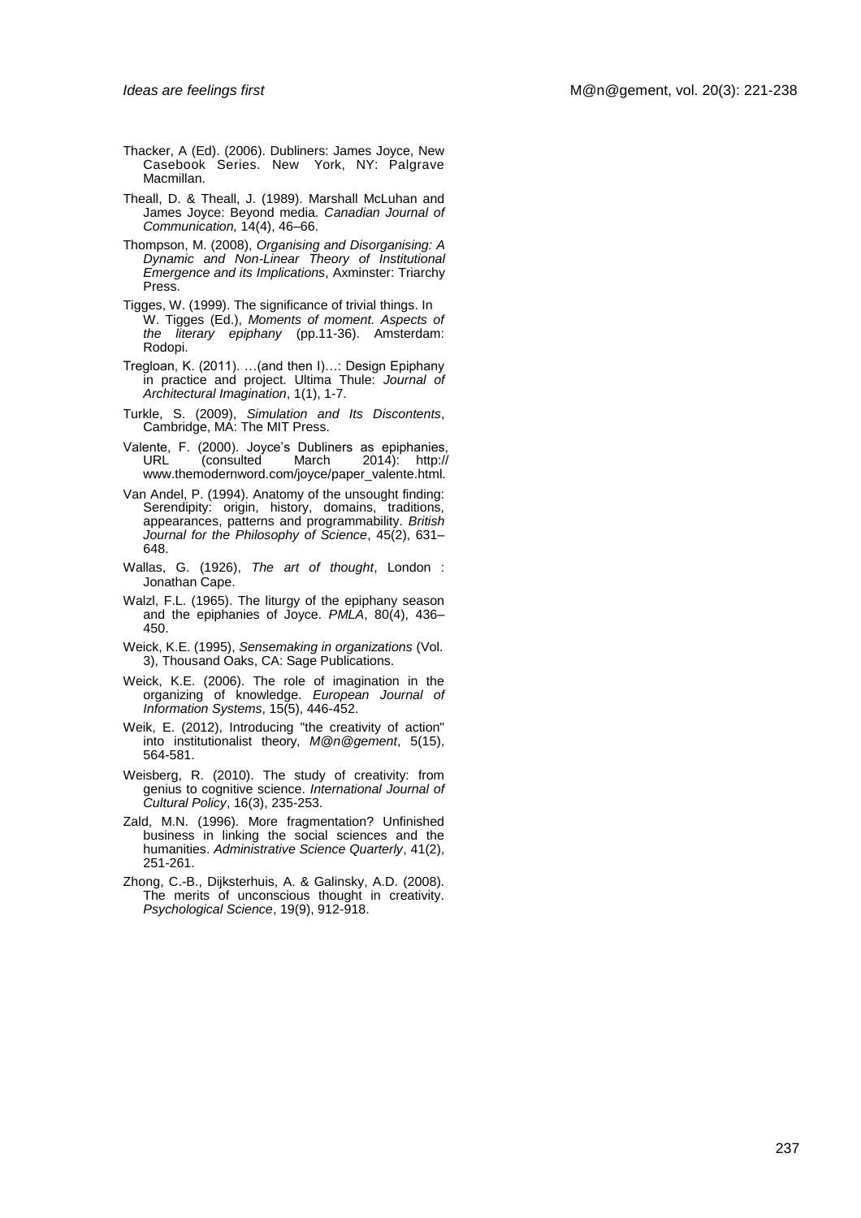Thacker, A (Ed). (2006). Dubliners: James Joyce, New Casebook Series. New York, NY: Palgrave Macmillan.

Theall, D. & Theall, J. (1989). Marshall McLuhan and James Joyce: Beyond media. *Canadian Journal of Communication,* 14(4), 46–66.

Thompson, M. (2008), *Organising and Disorganising: A Dynamic and Non-Linear Theory of Institutional Emergence and its Implications*, Axminster: Triarchy Press.

Tigges, W. (1999). The significance of trivial things. In W. Tigges (Ed.), *Moments of moment. Aspects of the literary epiphany* (pp.11-36). Amsterdam: Rodopi.

Tregloan, K. (2011). …(and then I)…: Design Epiphany in practice and project. Ultima Thule: *Journal of Architectural Imagination*, 1(1), 1-7.

Turkle, S. (2009), *Simulation and Its Discontents*, Cambridge, MA: The MIT Press.

Valente, F. (2000). Joyce's Dubliners as epiphanies, URL (consulted March 2014): http:// www.themodernword.com/joyce/paper_valente.html.

Van Andel, P. (1994). Anatomy of the unsought finding: Serendipity: origin, history, domains, traditions, appearances, patterns and programmability. *British Journal for the Philosophy of Science*, 45(2), 631–648.

Wallas, G. (1926), *The art of thought*, London : Jonathan Cape.

Walzl, F.L. (1965). The liturgy of the epiphany season and the epiphanies of Joyce. *PMLA*, 80(4), 436–450.

Weick, K.E. (1995), *Sensemaking in organizations* (Vol. 3), Thousand Oaks, CA: Sage Publications.

Weick, K.E. (2006). The role of imagination in the organizing of knowledge. *European Journal of Information Systems*, 15(5), 446-452.

Weik, E. (2012), Introducing "the creativity of action" into institutionalist theory, *M@n@gement*, 5(15), 564-581.

Weisberg, R. (2010). The study of creativity: from genius to cognitive science. *International Journal of Cultural Policy*, 16(3), 235-253.

Zald, M.N. (1996). More fragmentation? Unfinished business in linking the social sciences and the humanities. *Administrative Science Quarterly*, 41(2), 251-261.

Zhong, C.-B., Dijksterhuis, A. & Galinsky, A.D. (2008). The merits of unconscious thought in creativity. *Psychological Science*, 19(9), 912-918.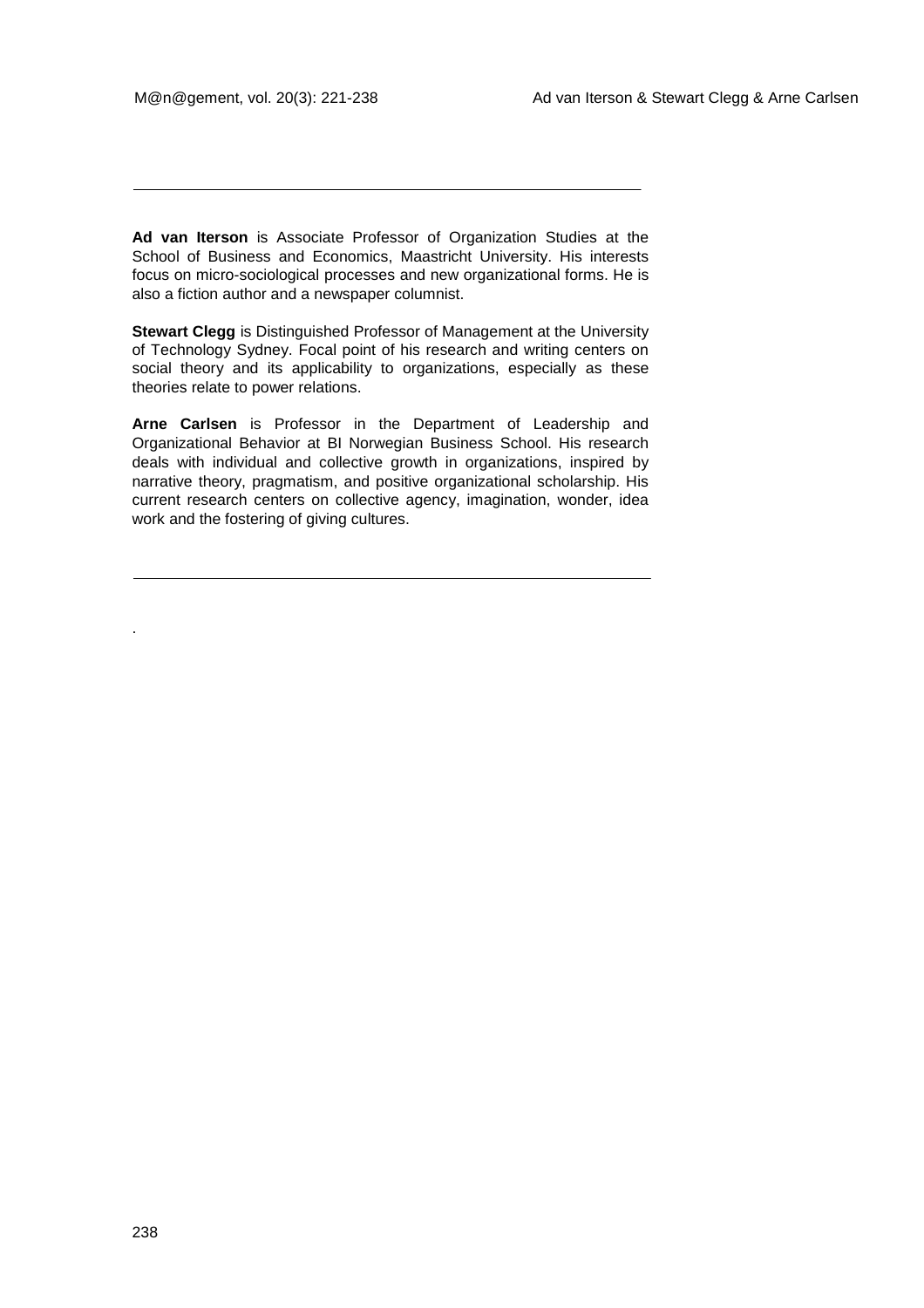**Ad van Iterson** is Associate Professor of Organization Studies at the School of Business and Economics, Maastricht University. His interests focus on micro-sociological processes and new organizational forms. He is also a fiction author and a newspaper columnist.

**Stewart Clegg** is Distinguished Professor of Management at the University of Technology Sydney. Focal point of his research and writing centers on social theory and its applicability to organizations, especially as these theories relate to power relations.

**Arne Carlsen** is Professor in the Department of Leadership and Organizational Behavior at BI Norwegian Business School. His research deals with individual and collective growth in organizations, inspired by narrative theory, pragmatism, and positive organizational scholarship. His current research centers on collective agency, imagination, wonder, idea work and the fostering of giving cultures.